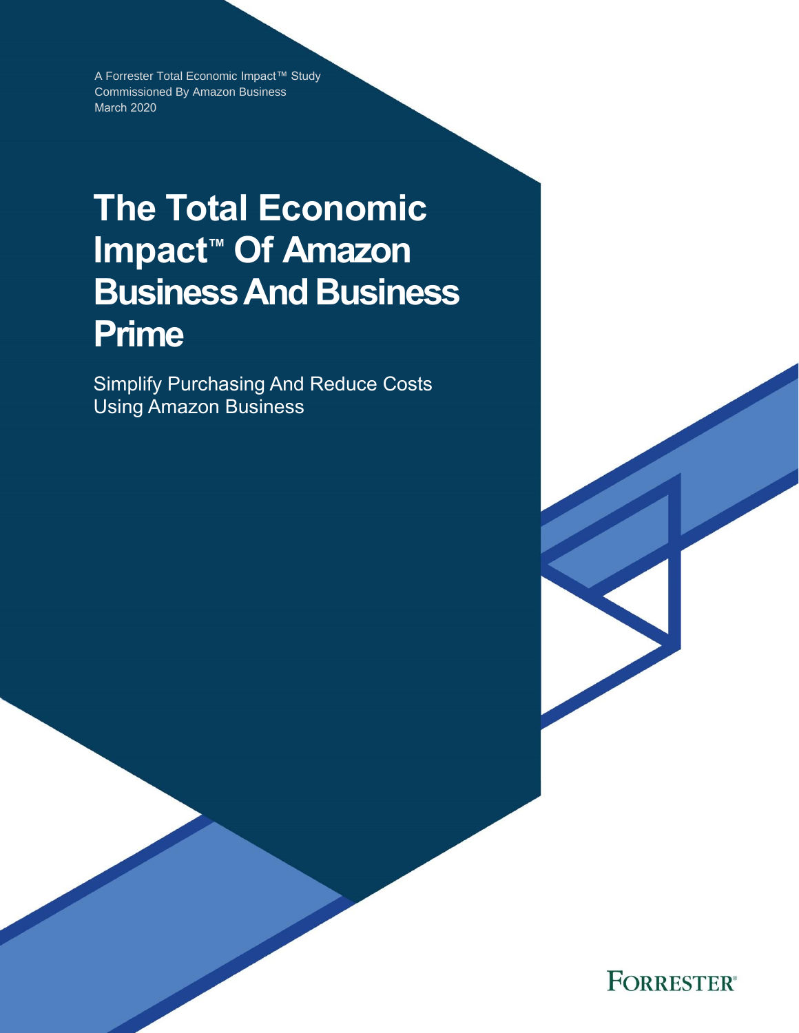A Forrester Total Economic Impact™ Study
Commissioned By Amazon Business
March 2020

# The Total Economic Impact™ Of Amazon Business And Business Prime

Simplify Purchasing And Reduce Costs Using Amazon Business

FORRESTER®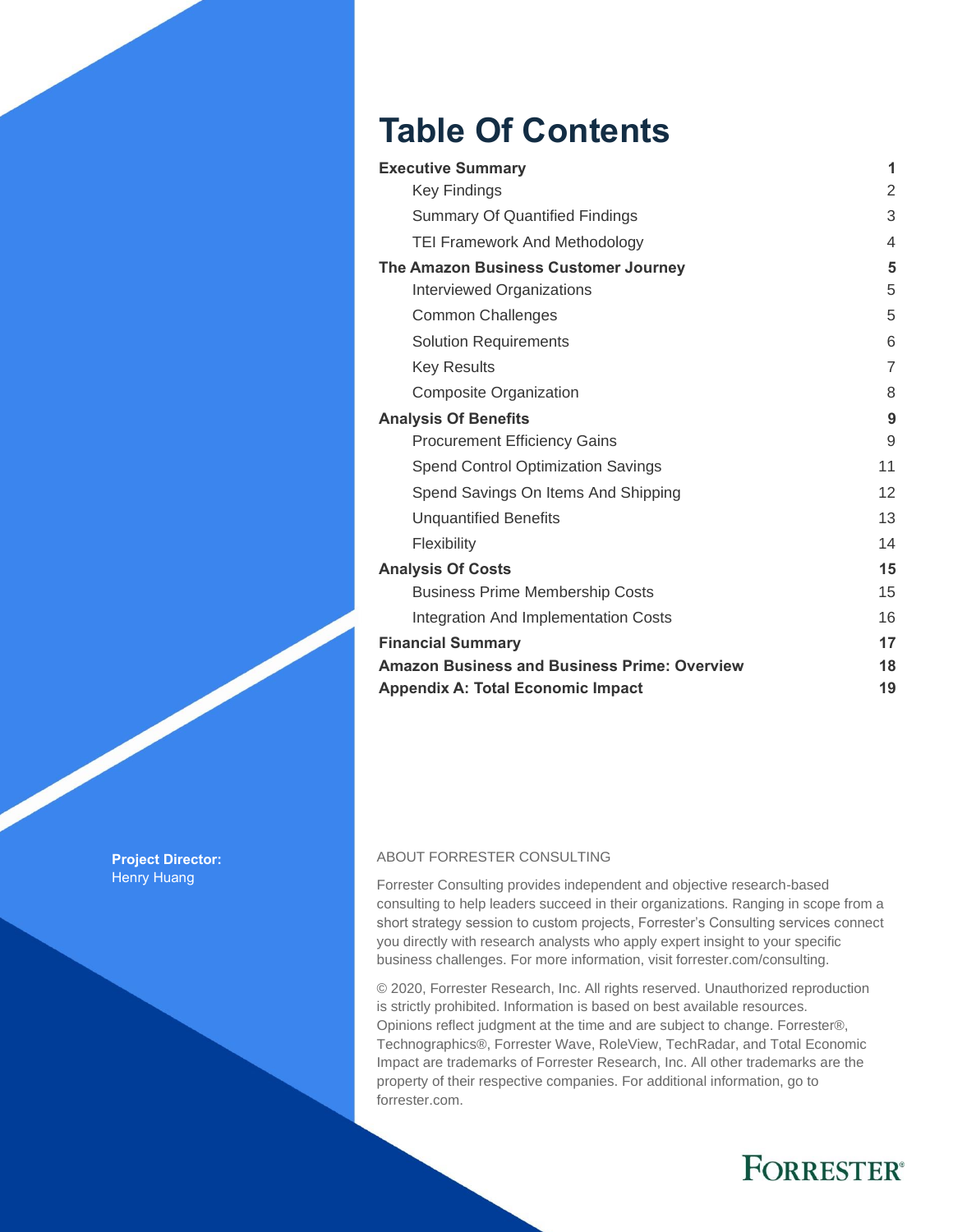# Table Of Contents

| | |
|---|---|
| **Executive Summary** | **1** |
| Key Findings | 2 |
| Summary Of Quantified Findings | 3 |
| TEI Framework And Methodology | 4 |
| **The Amazon Business Customer Journey** | **5** |
| Interviewed Organizations | 5 |
| Common Challenges | 5 |
| Solution Requirements | 6 |
| Key Results | 7 |
| Composite Organization | 8 |
| **Analysis Of Benefits** | **9** |
| Procurement Efficiency Gains | 9 |
| Spend Control Optimization Savings | 11 |
| Spend Savings On Items And Shipping | 12 |
| Unquantified Benefits | 13 |
| Flexibility | 14 |
| **Analysis Of Costs** | **15** |
| Business Prime Membership Costs | 15 |
| Integration And Implementation Costs | 16 |
| **Financial Summary** | **17** |
| **Amazon Business and Business Prime: Overview** | **18** |
| **Appendix A: Total Economic Impact** | **19** |

**Project Director:**
Henry Huang

ABOUT FORRESTER CONSULTING

Forrester Consulting provides independent and objective research-based consulting to help leaders succeed in their organizations. Ranging in scope from a short strategy session to custom projects, Forrester's Consulting services connect you directly with research analysts who apply expert insight to your specific business challenges. For more information, visit forrester.com/consulting.

© 2020, Forrester Research, Inc. All rights reserved. Unauthorized reproduction is strictly prohibited. Information is based on best available resources. Opinions reflect judgment at the time and are subject to change. Forrester®, Technographics®, Forrester Wave, RoleView, TechRadar, and Total Economic Impact are trademarks of Forrester Research, Inc. All other trademarks are the property of their respective companies. For additional information, go to forrester.com.

FORRESTER®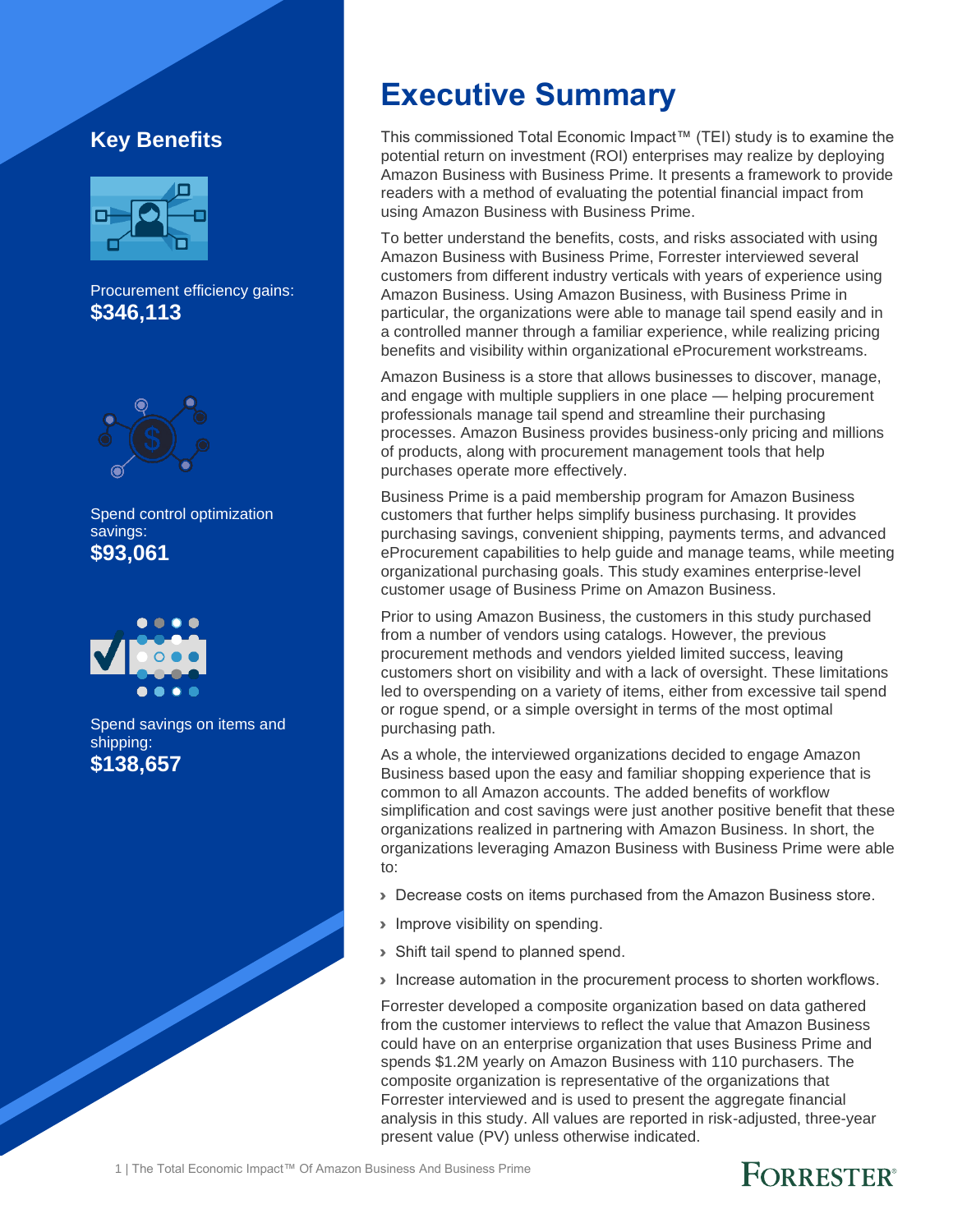## Key Benefits

Procurement efficiency gains:
**$346,113**

Spend control optimization savings:
**$93,061**

Spend savings on items and shipping:
**$138,657**

# Executive Summary

This commissioned Total Economic Impact™ (TEI) study is to examine the potential return on investment (ROI) enterprises may realize by deploying Amazon Business with Business Prime. It presents a framework to provide readers with a method of evaluating the potential financial impact from using Amazon Business with Business Prime.

To better understand the benefits, costs, and risks associated with using Amazon Business with Business Prime, Forrester interviewed several customers from different industry verticals with years of experience using Amazon Business. Using Amazon Business, with Business Prime in particular, the organizations were able to manage tail spend easily and in a controlled manner through a familiar experience, while realizing pricing benefits and visibility within organizational eProcurement workstreams.

Amazon Business is a store that allows businesses to discover, manage, and engage with multiple suppliers in one place — helping procurement professionals manage tail spend and streamline their purchasing processes. Amazon Business provides business-only pricing and millions of products, along with procurement management tools that help purchases operate more effectively.

Business Prime is a paid membership program for Amazon Business customers that further helps simplify business purchasing. It provides purchasing savings, convenient shipping, payments terms, and advanced eProcurement capabilities to help guide and manage teams, while meeting organizational purchasing goals. This study examines enterprise-level customer usage of Business Prime on Amazon Business.

Prior to using Amazon Business, the customers in this study purchased from a number of vendors using catalogs. However, the previous procurement methods and vendors yielded limited success, leaving customers short on visibility and with a lack of oversight. These limitations led to overspending on a variety of items, either from excessive tail spend or rogue spend, or a simple oversight in terms of the most optimal purchasing path.

As a whole, the interviewed organizations decided to engage Amazon Business based upon the easy and familiar shopping experience that is common to all Amazon accounts. The added benefits of workflow simplification and cost savings were just another positive benefit that these organizations realized in partnering with Amazon Business. In short, the organizations leveraging Amazon Business with Business Prime were able to:

- Decrease costs on items purchased from the Amazon Business store.
- Improve visibility on spending.
- Shift tail spend to planned spend.
- Increase automation in the procurement process to shorten workflows.

Forrester developed a composite organization based on data gathered from the customer interviews to reflect the value that Amazon Business could have on an enterprise organization that uses Business Prime and spends $1.2M yearly on Amazon Business with 110 purchasers. The composite organization is representative of the organizations that Forrester interviewed and is used to present the aggregate financial analysis in this study. All values are reported in risk-adjusted, three-year present value (PV) unless otherwise indicated.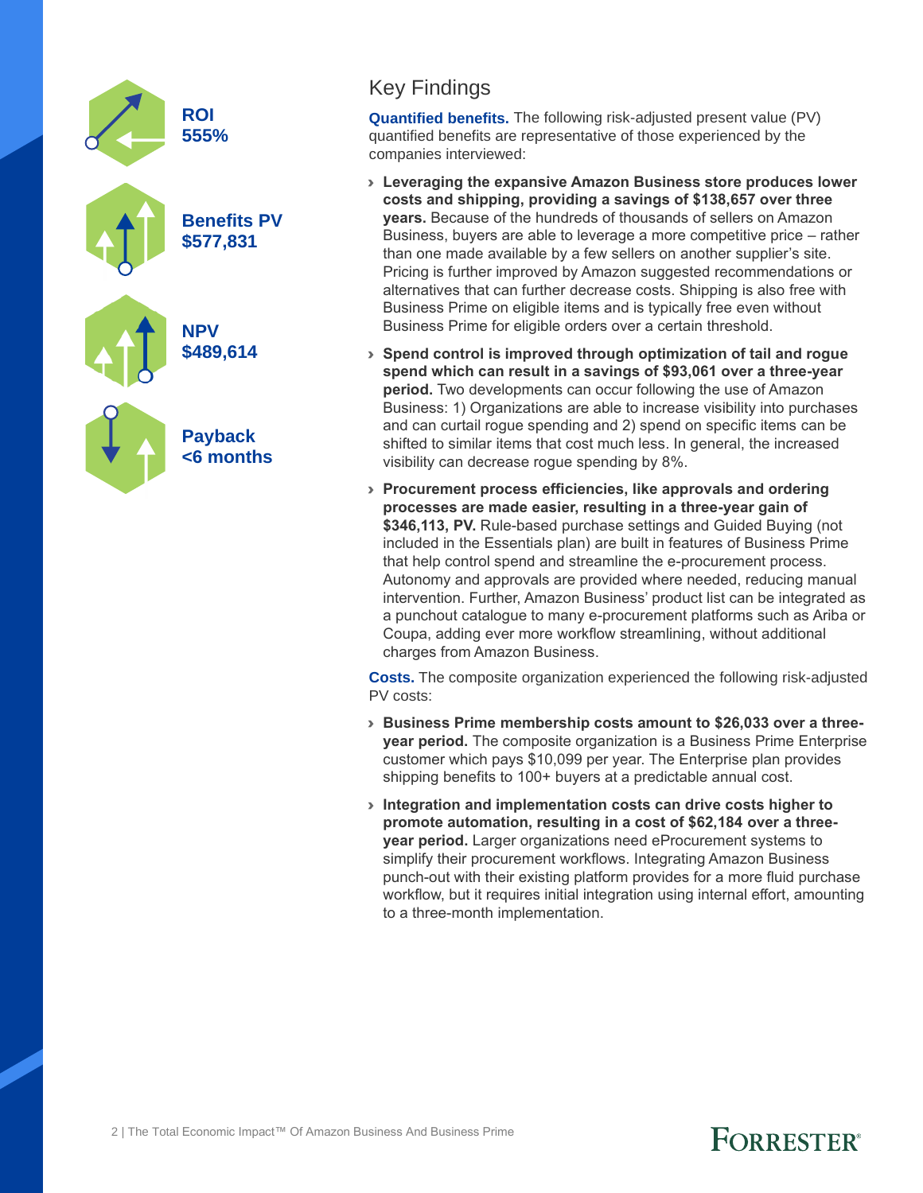**ROI**
**555%**

**Benefits PV**
**$577,831**

**NPV**
**$489,614**

**Payback**
**<6 months**

## Key Findings

**Quantified benefits.** The following risk-adjusted present value (PV) quantified benefits are representative of those experienced by the companies interviewed:

- **Leveraging the expansive Amazon Business store produces lower costs and shipping, providing a savings of $138,657 over three years.** Because of the hundreds of thousands of sellers on Amazon Business, buyers are able to leverage a more competitive price – rather than one made available by a few sellers on another supplier's site. Pricing is further improved by Amazon suggested recommendations or alternatives that can further decrease costs. Shipping is also free with Business Prime on eligible items and is typically free even without Business Prime for eligible orders over a certain threshold.
- **Spend control is improved through optimization of tail and rogue spend which can result in a savings of $93,061 over a three-year period.** Two developments can occur following the use of Amazon Business: 1) Organizations are able to increase visibility into purchases and can curtail rogue spending and 2) spend on specific items can be shifted to similar items that cost much less. In general, the increased visibility can decrease rogue spending by 8%.
- **Procurement process efficiencies, like approvals and ordering processes are made easier, resulting in a three-year gain of $346,113, PV.** Rule-based purchase settings and Guided Buying (not included in the Essentials plan) are built in features of Business Prime that help control spend and streamline the e-procurement process. Autonomy and approvals are provided where needed, reducing manual intervention. Further, Amazon Business' product list can be integrated as a punchout catalogue to many e-procurement platforms such as Ariba or Coupa, adding ever more workflow streamlining, without additional charges from Amazon Business.

**Costs.** The composite organization experienced the following risk-adjusted PV costs:

- **Business Prime membership costs amount to $26,033 over a three-year period.** The composite organization is a Business Prime Enterprise customer which pays $10,099 per year. The Enterprise plan provides shipping benefits to 100+ buyers at a predictable annual cost.
- **Integration and implementation costs can drive costs higher to promote automation, resulting in a cost of $62,184 over a three-year period.** Larger organizations need eProcurement systems to simplify their procurement workflows. Integrating Amazon Business punch-out with their existing platform provides for a more fluid purchase workflow, but it requires initial integration using internal effort, amounting to a three-month implementation.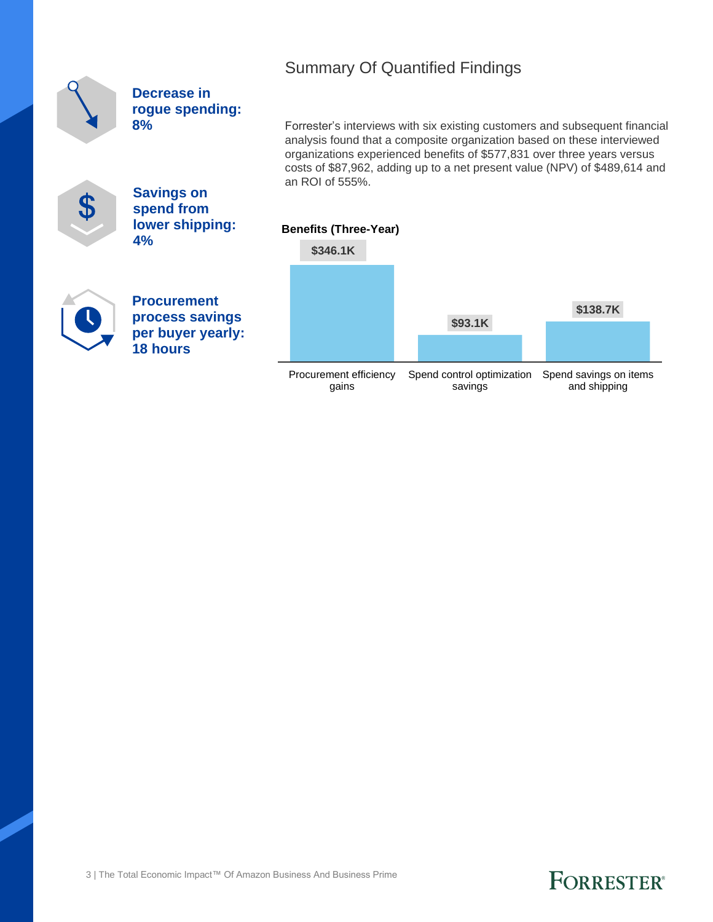**Decrease in rogue spending: 8%**

**Savings on spend from lower shipping: 4%**

**Procurement process savings per buyer yearly: 18 hours**

## Summary Of Quantified Findings

Forrester's interviews with six existing customers and subsequent financial analysis found that a composite organization based on these interviewed organizations experienced benefits of $577,831 over three years versus costs of $87,962, adding up to a net present value (NPV) of $489,614 and an ROI of 555%.

**Benefits (Three-Year)**

| Benefit | Value |
|---|---|
| Procurement efficiency gains | $346.1K |
| Spend control optimization savings | $93.1K |
| Spend savings on items and shipping | $138.7K |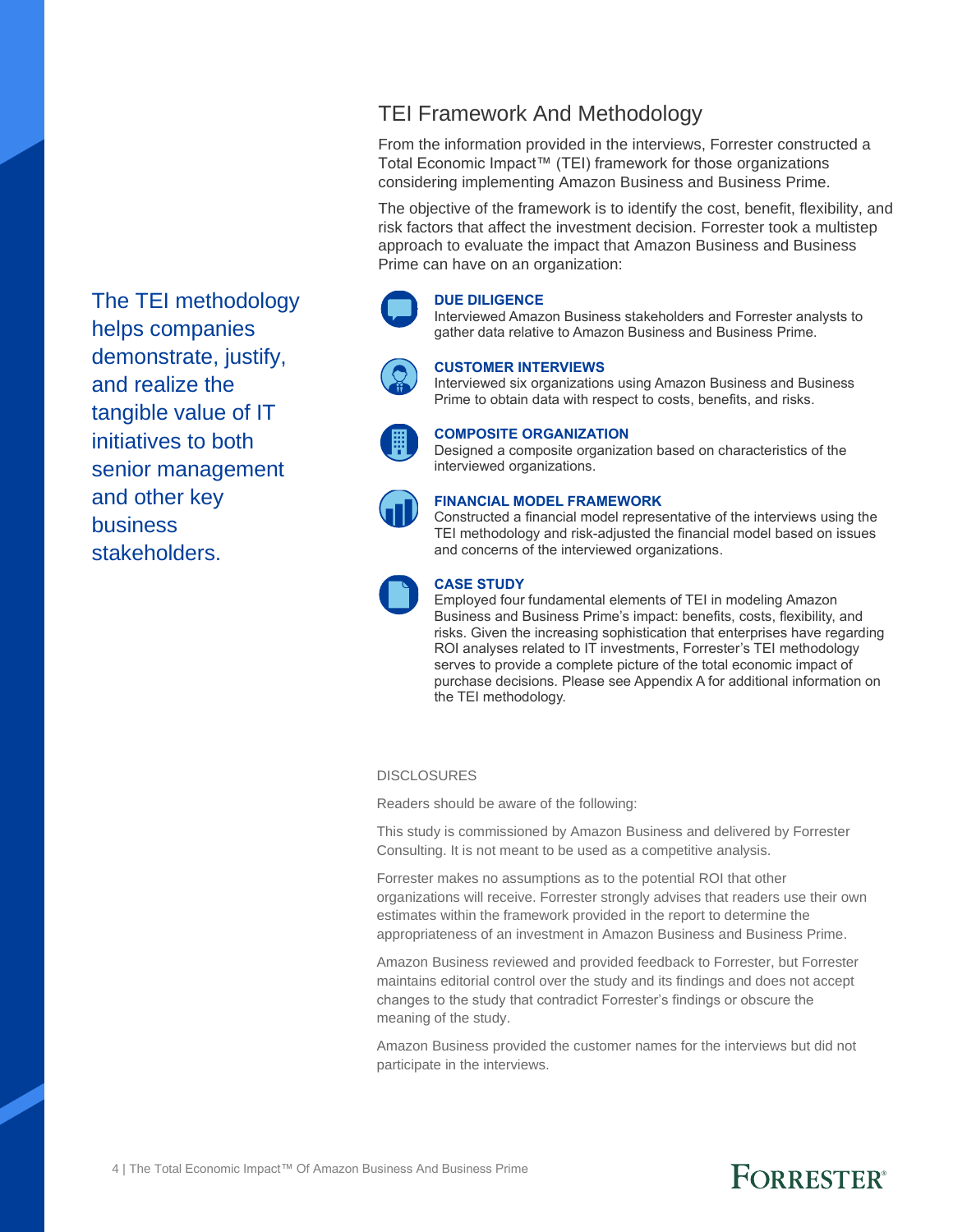## TEI Framework And Methodology

From the information provided in the interviews, Forrester constructed a Total Economic Impact™ (TEI) framework for those organizations considering implementing Amazon Business and Business Prime.

The objective of the framework is to identify the cost, benefit, flexibility, and risk factors that affect the investment decision. Forrester took a multistep approach to evaluate the impact that Amazon Business and Business Prime can have on an organization:

The TEI methodology helps companies demonstrate, justify, and realize the tangible value of IT initiatives to both senior management and other key business stakeholders.

**DUE DILIGENCE**
Interviewed Amazon Business stakeholders and Forrester analysts to gather data relative to Amazon Business and Business Prime.

**CUSTOMER INTERVIEWS**
Interviewed six organizations using Amazon Business and Business Prime to obtain data with respect to costs, benefits, and risks.

**COMPOSITE ORGANIZATION**
Designed a composite organization based on characteristics of the interviewed organizations.

**FINANCIAL MODEL FRAMEWORK**
Constructed a financial model representative of the interviews using the TEI methodology and risk-adjusted the financial model based on issues and concerns of the interviewed organizations.

**CASE STUDY**
Employed four fundamental elements of TEI in modeling Amazon Business and Business Prime's impact: benefits, costs, flexibility, and risks. Given the increasing sophistication that enterprises have regarding ROI analyses related to IT investments, Forrester's TEI methodology serves to provide a complete picture of the total economic impact of purchase decisions. Please see Appendix A for additional information on the TEI methodology.

DISCLOSURES

Readers should be aware of the following:

This study is commissioned by Amazon Business and delivered by Forrester Consulting. It is not meant to be used as a competitive analysis.

Forrester makes no assumptions as to the potential ROI that other organizations will receive. Forrester strongly advises that readers use their own estimates within the framework provided in the report to determine the appropriateness of an investment in Amazon Business and Business Prime.

Amazon Business reviewed and provided feedback to Forrester, but Forrester maintains editorial control over the study and its findings and does not accept changes to the study that contradict Forrester's findings or obscure the meaning of the study.

Amazon Business provided the customer names for the interviews but did not participate in the interviews.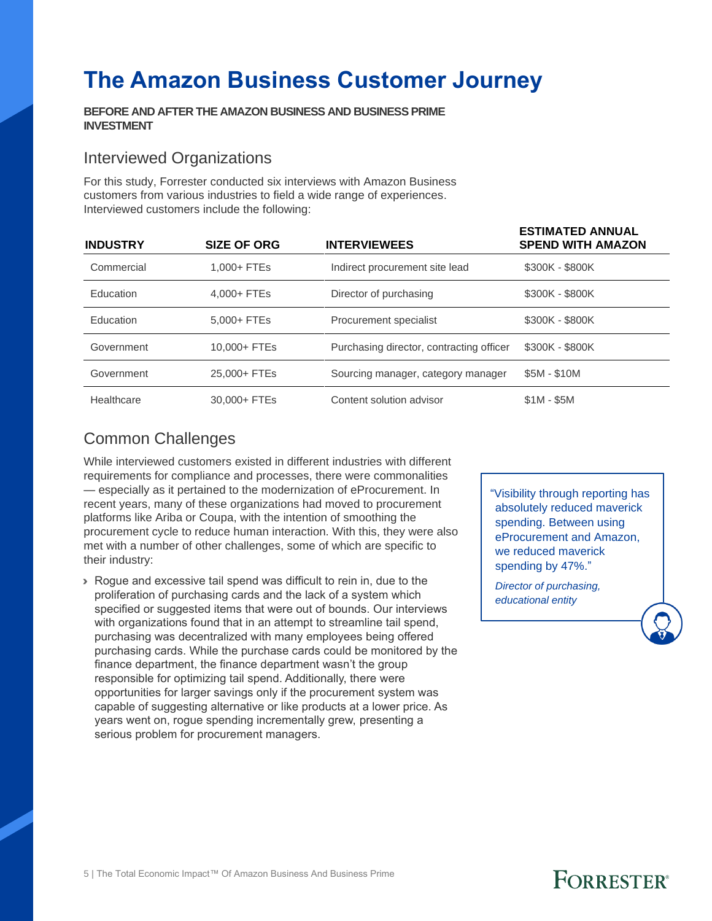# The Amazon Business Customer Journey

**BEFORE AND AFTER THE AMAZON BUSINESS AND BUSINESS PRIME INVESTMENT**

## Interviewed Organizations

For this study, Forrester conducted six interviews with Amazon Business customers from various industries to field a wide range of experiences. Interviewed customers include the following:

| INDUSTRY | SIZE OF ORG | INTERVIEWEES | ESTIMATED ANNUAL SPEND WITH AMAZON |
|---|---|---|---|
| Commercial | 1,000+ FTEs | Indirect procurement site lead | $300K - $800K |
| Education | 4,000+ FTEs | Director of purchasing | $300K - $800K |
| Education | 5,000+ FTEs | Procurement specialist | $300K - $800K |
| Government | 10,000+ FTEs | Purchasing director, contracting officer | $300K - $800K |
| Government | 25,000+ FTEs | Sourcing manager, category manager | $5M - $10M |
| Healthcare | 30,000+ FTEs | Content solution advisor | $1M - $5M |

## Common Challenges

While interviewed customers existed in different industries with different requirements for compliance and processes, there were commonalities — especially as it pertained to the modernization of eProcurement. In recent years, many of these organizations had moved to procurement platforms like Ariba or Coupa, with the intention of smoothing the procurement cycle to reduce human interaction. With this, they were also met with a number of other challenges, some of which are specific to their industry:

- Rogue and excessive tail spend was difficult to rein in, due to the proliferation of purchasing cards and the lack of a system which specified or suggested items that were out of bounds. Our interviews with organizations found that in an attempt to streamline tail spend, purchasing was decentralized with many employees being offered purchasing cards. While the purchase cards could be monitored by the finance department, the finance department wasn't the group responsible for optimizing tail spend. Additionally, there were opportunities for larger savings only if the procurement system was capable of suggesting alternative or like products at a lower price. As years went on, rogue spending incrementally grew, presenting a serious problem for procurement managers.

> "Visibility through reporting has absolutely reduced maverick spending. Between using eProcurement and Amazon, we reduced maverick spending by 47%."
>
> *Director of purchasing, educational entity*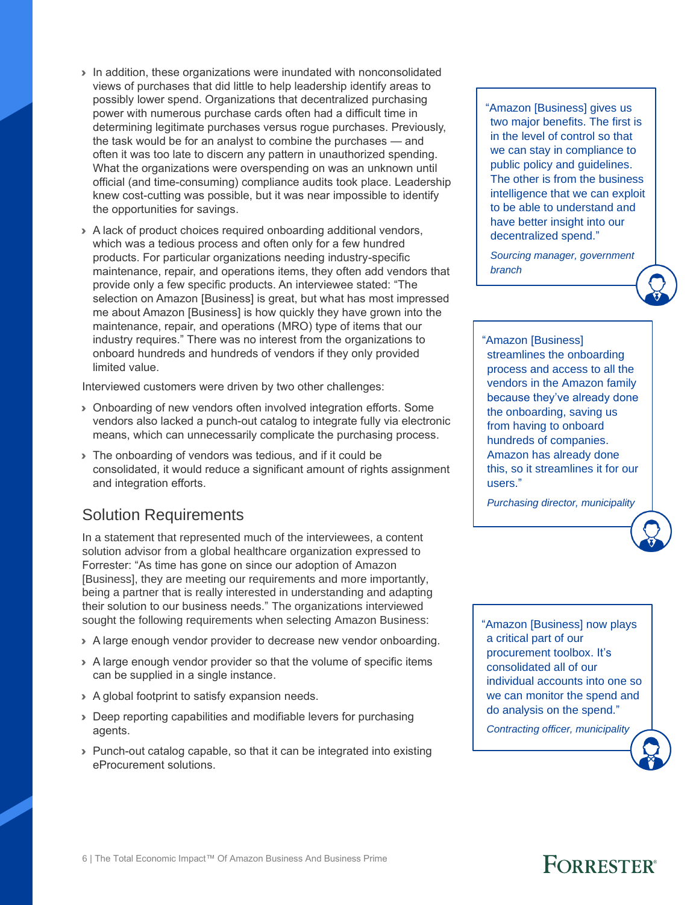- In addition, these organizations were inundated with nonconsolidated views of purchases that did little to help leadership identify areas to possibly lower spend. Organizations that decentralized purchasing power with numerous purchase cards often had a difficult time in determining legitimate purchases versus rogue purchases. Previously, the task would be for an analyst to combine the purchases — and often it was too late to discern any pattern in unauthorized spending. What the organizations were overspending on was an unknown until official (and time-consuming) compliance audits took place. Leadership knew cost-cutting was possible, but it was near impossible to identify the opportunities for savings.
- A lack of product choices required onboarding additional vendors, which was a tedious process and often only for a few hundred products. For particular organizations needing industry-specific maintenance, repair, and operations items, they often add vendors that provide only a few specific products. An interviewee stated: "The selection on Amazon [Business] is great, but what has most impressed me about Amazon [Business] is how quickly they have grown into the maintenance, repair, and operations (MRO) type of items that our industry requires." There was no interest from the organizations to onboard hundreds and hundreds of vendors if they only provided limited value.

Interviewed customers were driven by two other challenges:

- Onboarding of new vendors often involved integration efforts. Some vendors also lacked a punch-out catalog to integrate fully via electronic means, which can unnecessarily complicate the purchasing process.
- The onboarding of vendors was tedious, and if it could be consolidated, it would reduce a significant amount of rights assignment and integration efforts.

## Solution Requirements

In a statement that represented much of the interviewees, a content solution advisor from a global healthcare organization expressed to Forrester: "As time has gone on since our adoption of Amazon [Business], they are meeting our requirements and more importantly, being a partner that is really interested in understanding and adapting their solution to our business needs." The organizations interviewed sought the following requirements when selecting Amazon Business:

- A large enough vendor provider to decrease new vendor onboarding.
- A large enough vendor provider so that the volume of specific items can be supplied in a single instance.
- A global footprint to satisfy expansion needs.
- Deep reporting capabilities and modifiable levers for purchasing agents.
- Punch-out catalog capable, so that it can be integrated into existing eProcurement solutions.

> "Amazon [Business] gives us two major benefits. The first is in the level of control so that we can stay in compliance to public policy and guidelines. The other is from the business intelligence that we can exploit to be able to understand and have better insight into our decentralized spend."
>
> *Sourcing manager, government branch*

> "Amazon [Business] streamlines the onboarding process and access to all the vendors in the Amazon family because they've already done the onboarding, saving us from having to onboard hundreds of companies. Amazon has already done this, so it streamlines it for our users."
>
> *Purchasing director, municipality*

> "Amazon [Business] now plays a critical part of our procurement toolbox. It's consolidated all of our individual accounts into one so we can monitor the spend and do analysis on the spend."
>
> *Contracting officer, municipality*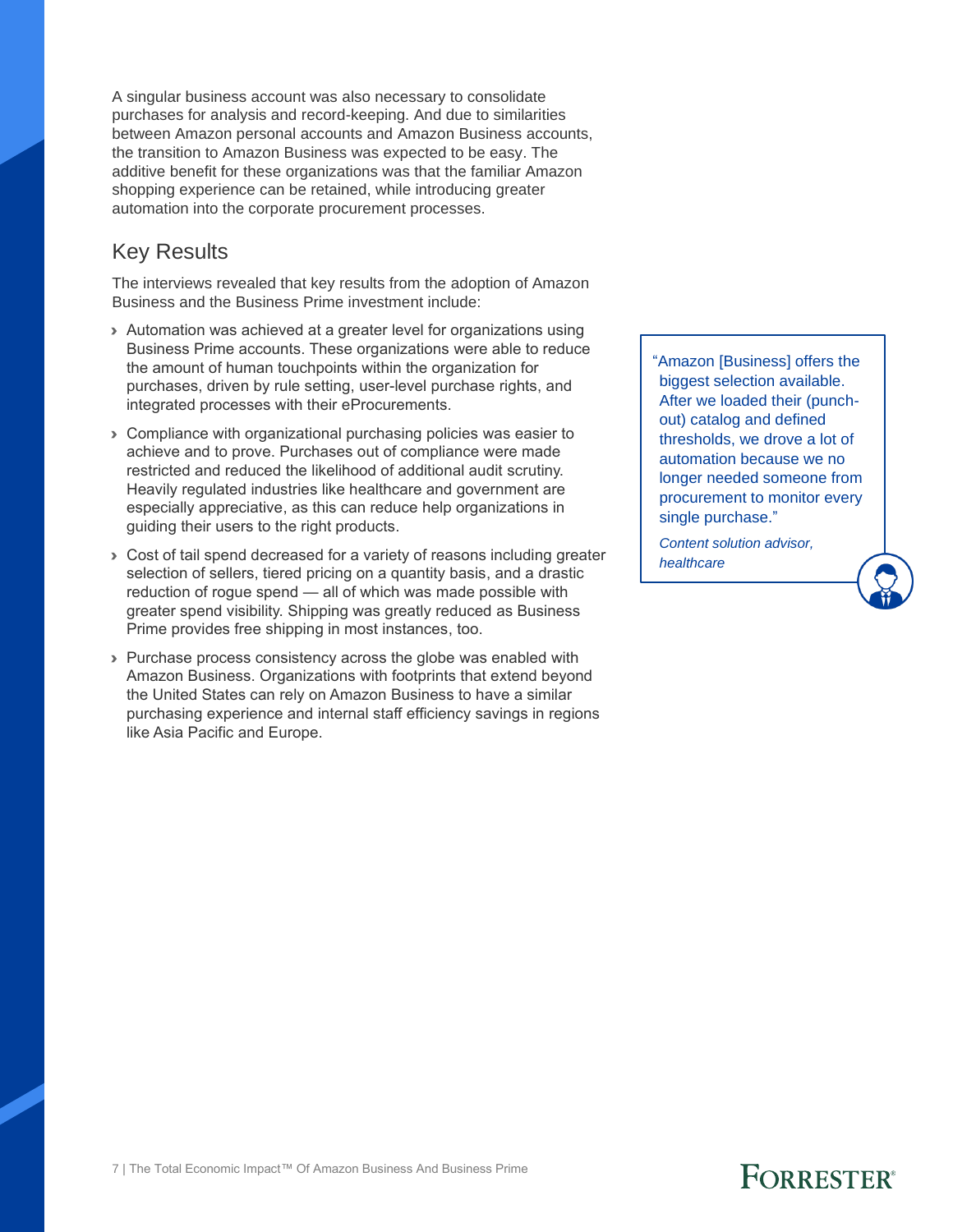A singular business account was also necessary to consolidate purchases for analysis and record-keeping. And due to similarities between Amazon personal accounts and Amazon Business accounts, the transition to Amazon Business was expected to be easy. The additive benefit for these organizations was that the familiar Amazon shopping experience can be retained, while introducing greater automation into the corporate procurement processes.

## Key Results

The interviews revealed that key results from the adoption of Amazon Business and the Business Prime investment include:

- Automation was achieved at a greater level for organizations using Business Prime accounts. These organizations were able to reduce the amount of human touchpoints within the organization for purchases, driven by rule setting, user-level purchase rights, and integrated processes with their eProcurements.
- Compliance with organizational purchasing policies was easier to achieve and to prove. Purchases out of compliance were made restricted and reduced the likelihood of additional audit scrutiny. Heavily regulated industries like healthcare and government are especially appreciative, as this can reduce help organizations in guiding their users to the right products.
- Cost of tail spend decreased for a variety of reasons including greater selection of sellers, tiered pricing on a quantity basis, and a drastic reduction of rogue spend — all of which was made possible with greater spend visibility. Shipping was greatly reduced as Business Prime provides free shipping in most instances, too.
- Purchase process consistency across the globe was enabled with Amazon Business. Organizations with footprints that extend beyond the United States can rely on Amazon Business to have a similar purchasing experience and internal staff efficiency savings in regions like Asia Pacific and Europe.

> "Amazon [Business] offers the biggest selection available. After we loaded their (punch-out) catalog and defined thresholds, we drove a lot of automation because we no longer needed someone from procurement to monitor every single purchase."
>
> *Content solution advisor, healthcare*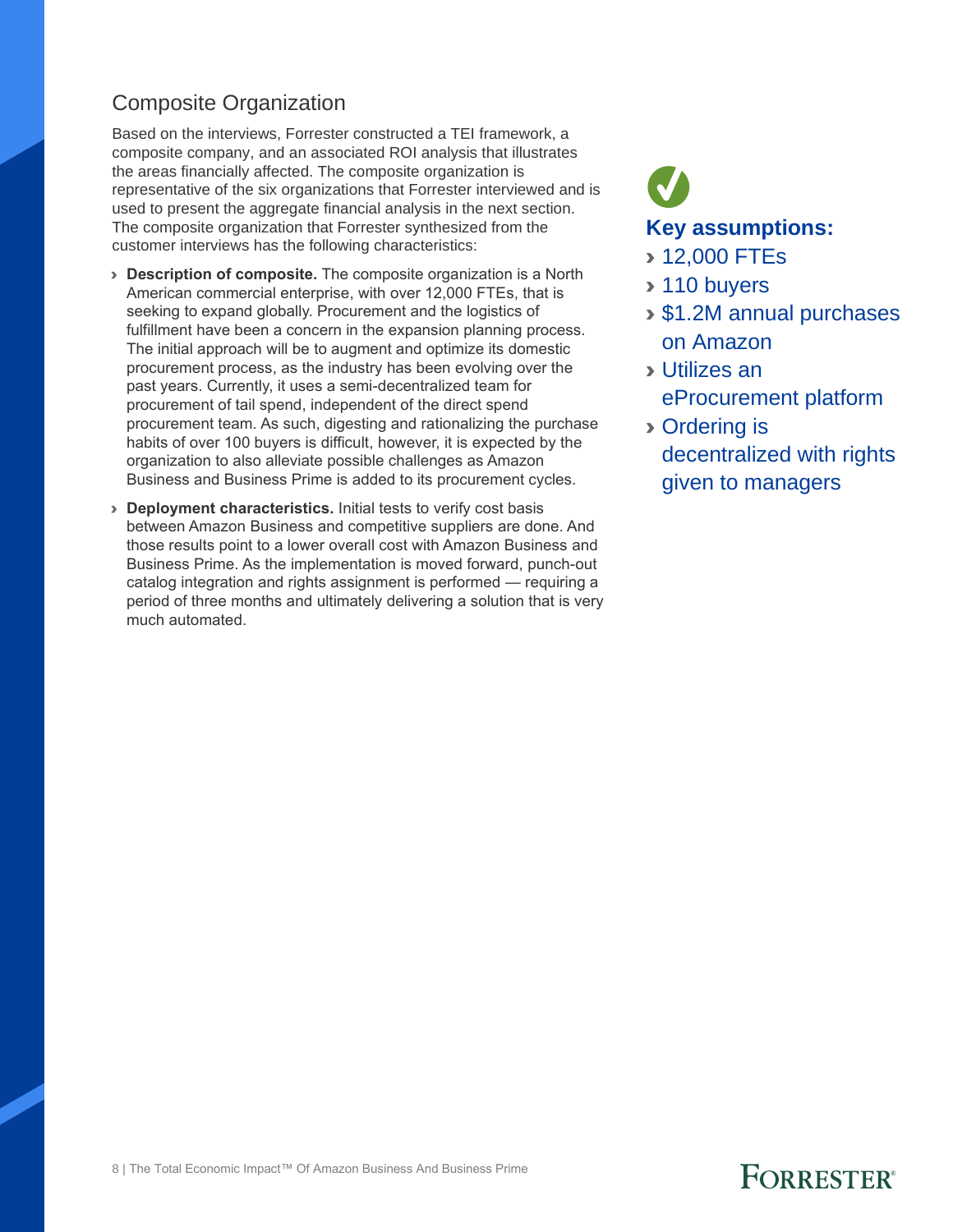## Composite Organization

Based on the interviews, Forrester constructed a TEI framework, a composite company, and an associated ROI analysis that illustrates the areas financially affected. The composite organization is representative of the six organizations that Forrester interviewed and is used to present the aggregate financial analysis in the next section. The composite organization that Forrester synthesized from the customer interviews has the following characteristics:

- **Description of composite.** The composite organization is a North American commercial enterprise, with over 12,000 FTEs, that is seeking to expand globally. Procurement and the logistics of fulfillment have been a concern in the expansion planning process. The initial approach will be to augment and optimize its domestic procurement process, as the industry has been evolving over the past years. Currently, it uses a semi-decentralized team for procurement of tail spend, independent of the direct spend procurement team. As such, digesting and rationalizing the purchase habits of over 100 buyers is difficult, however, it is expected by the organization to also alleviate possible challenges as Amazon Business and Business Prime is added to its procurement cycles.
- **Deployment characteristics.** Initial tests to verify cost basis between Amazon Business and competitive suppliers are done. And those results point to a lower overall cost with Amazon Business and Business Prime. As the implementation is moved forward, punch-out catalog integration and rights assignment is performed — requiring a period of three months and ultimately delivering a solution that is very much automated.

### Key assumptions:

- 12,000 FTEs
- 110 buyers
- $1.2M annual purchases on Amazon
- Utilizes an eProcurement platform
- Ordering is decentralized with rights given to managers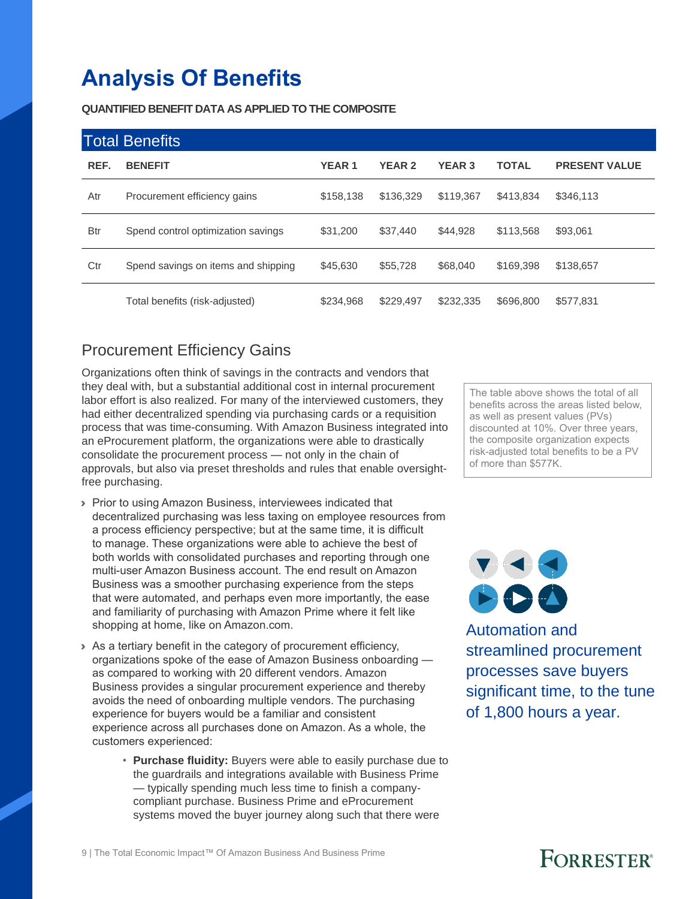# Analysis Of Benefits

**QUANTIFIED BENEFIT DATA AS APPLIED TO THE COMPOSITE**

| Total Benefits | | | | | | |
|---|---|---|---|---|---|---|
| REF. | BENEFIT | YEAR 1 | YEAR 2 | YEAR 3 | TOTAL | PRESENT VALUE |
| Atr | Procurement efficiency gains | $158,138 | $136,329 | $119,367 | $413,834 | $346,113 |
| Btr | Spend control optimization savings | $31,200 | $37,440 | $44,928 | $113,568 | $93,061 |
| Ctr | Spend savings on items and shipping | $45,630 | $55,728 | $68,040 | $169,398 | $138,657 |
| | Total benefits (risk-adjusted) | $234,968 | $229,497 | $232,335 | $696,800 | $577,831 |

The table above shows the total of all benefits across the areas listed below, as well as present values (PVs) discounted at 10%. Over three years, the composite organization expects risk-adjusted total benefits to be a PV of more than $577K.

## Procurement Efficiency Gains

Organizations often think of savings in the contracts and vendors that they deal with, but a substantial additional cost in internal procurement labor effort is also realized. For many of the interviewed customers, they had either decentralized spending via purchasing cards or a requisition process that was time-consuming. With Amazon Business integrated into an eProcurement platform, the organizations were able to drastically consolidate the procurement process — not only in the chain of approvals, but also via preset thresholds and rules that enable oversight-free purchasing.

- Prior to using Amazon Business, interviewees indicated that decentralized purchasing was less taxing on employee resources from a process efficiency perspective; but at the same time, it is difficult to manage. These organizations were able to achieve the best of both worlds with consolidated purchases and reporting through one multi-user Amazon Business account. The end result on Amazon Business was a smoother purchasing experience from the steps that were automated, and perhaps even more importantly, the ease and familiarity of purchasing with Amazon Prime where it felt like shopping at home, like on Amazon.com.
- As a tertiary benefit in the category of procurement efficiency, organizations spoke of the ease of Amazon Business onboarding — as compared to working with 20 different vendors. Amazon Business provides a singular procurement experience and thereby avoids the need of onboarding multiple vendors. The purchasing experience for buyers would be a familiar and consistent experience across all purchases done on Amazon. As a whole, the customers experienced:
  - **Purchase fluidity:** Buyers were able to easily purchase due to the guardrails and integrations available with Business Prime — typically spending much less time to finish a company-compliant purchase. Business Prime and eProcurement systems moved the buyer journey along such that there were

Automation and streamlined procurement processes save buyers significant time, to the tune of 1,800 hours a year.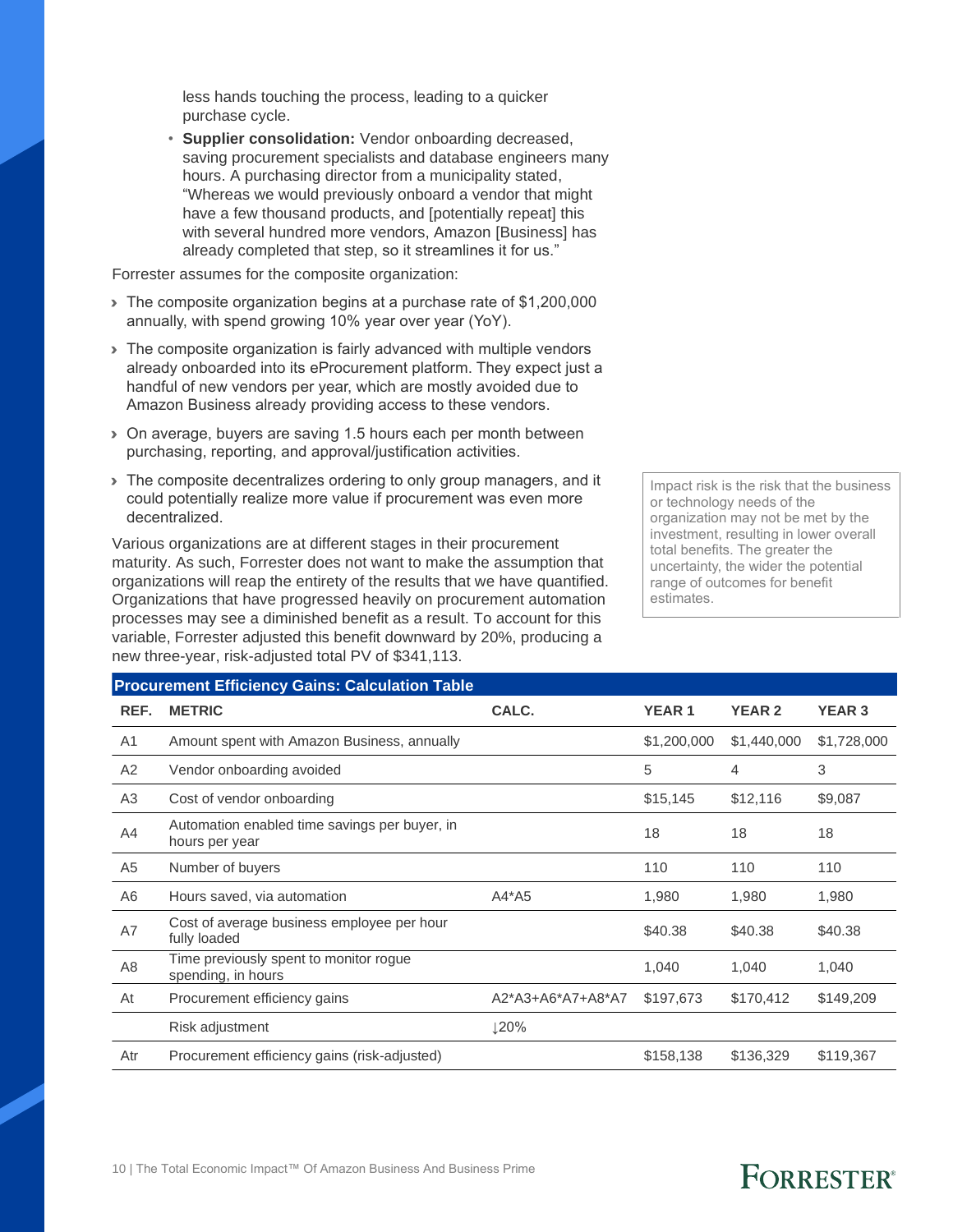less hands touching the process, leading to a quicker purchase cycle.

- **Supplier consolidation:** Vendor onboarding decreased, saving procurement specialists and database engineers many hours. A purchasing director from a municipality stated, "Whereas we would previously onboard a vendor that might have a few thousand products, and [potentially repeat] this with several hundred more vendors, Amazon [Business] has already completed that step, so it streamlines it for us."

Forrester assumes for the composite organization:

- The composite organization begins at a purchase rate of $1,200,000 annually, with spend growing 10% year over year (YoY).
- The composite organization is fairly advanced with multiple vendors already onboarded into its eProcurement platform. They expect just a handful of new vendors per year, which are mostly avoided due to Amazon Business already providing access to these vendors.
- On average, buyers are saving 1.5 hours each per month between purchasing, reporting, and approval/justification activities.
- The composite decentralizes ordering to only group managers, and it could potentially realize more value if procurement was even more decentralized.

Various organizations are at different stages in their procurement maturity. As such, Forrester does not want to make the assumption that organizations will reap the entirety of the results that we have quantified. Organizations that have progressed heavily on procurement automation processes may see a diminished benefit as a result. To account for this variable, Forrester adjusted this benefit downward by 20%, producing a new three-year, risk-adjusted total PV of $341,113.

Impact risk is the risk that the business or technology needs of the organization may not be met by the investment, resulting in lower overall total benefits. The greater the uncertainty, the wider the potential range of outcomes for benefit estimates.

**Procurement Efficiency Gains: Calculation Table**

| REF. | METRIC | CALC. | YEAR 1 | YEAR 2 | YEAR 3 |
|---|---|---|---|---|---|
| A1 | Amount spent with Amazon Business, annually | | $1,200,000 | $1,440,000 | $1,728,000 |
| A2 | Vendor onboarding avoided | | 5 | 4 | 3 |
| A3 | Cost of vendor onboarding | | $15,145 | $12,116 | $9,087 |
| A4 | Automation enabled time savings per buyer, in hours per year | | 18 | 18 | 18 |
| A5 | Number of buyers | | 110 | 110 | 110 |
| A6 | Hours saved, via automation | A4*A5 | 1,980 | 1,980 | 1,980 |
| A7 | Cost of average business employee per hour fully loaded | | $40.38 | $40.38 | $40.38 |
| A8 | Time previously spent to monitor rogue spending, in hours | | 1,040 | 1,040 | 1,040 |
| At | Procurement efficiency gains | A2*A3+A6*A7+A8*A7 | $197,673 | $170,412 | $149,209 |
| | Risk adjustment | ↓20% | | | |
| Atr | Procurement efficiency gains (risk-adjusted) | | $158,138 | $136,329 | $119,367 |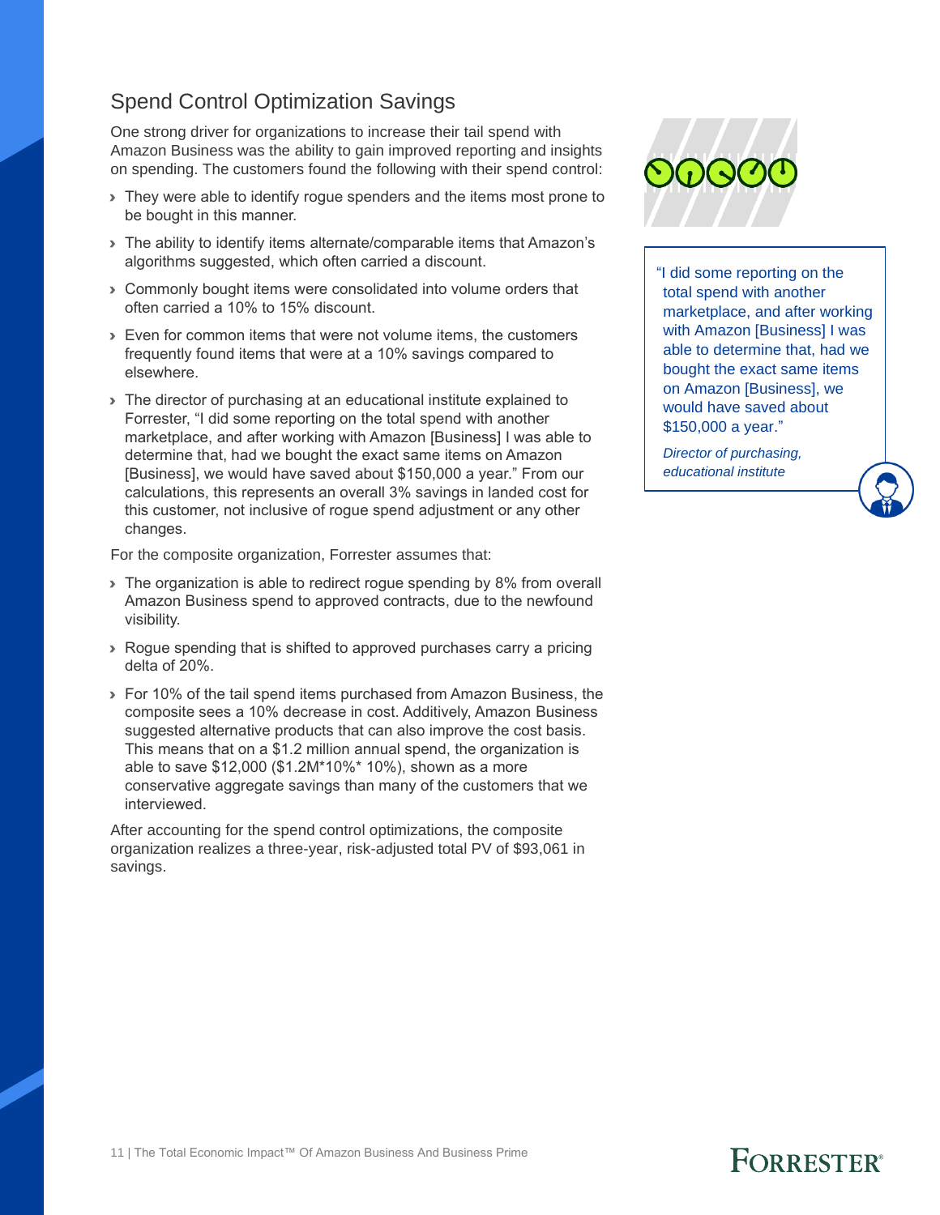## Spend Control Optimization Savings

One strong driver for organizations to increase their tail spend with Amazon Business was the ability to gain improved reporting and insights on spending. The customers found the following with their spend control:

- They were able to identify rogue spenders and the items most prone to be bought in this manner.
- The ability to identify items alternate/comparable items that Amazon's algorithms suggested, which often carried a discount.
- Commonly bought items were consolidated into volume orders that often carried a 10% to 15% discount.
- Even for common items that were not volume items, the customers frequently found items that were at a 10% savings compared to elsewhere.
- The director of purchasing at an educational institute explained to Forrester, "I did some reporting on the total spend with another marketplace, and after working with Amazon [Business] I was able to determine that, had we bought the exact same items on Amazon [Business], we would have saved about $150,000 a year." From our calculations, this represents an overall 3% savings in landed cost for this customer, not inclusive of rogue spend adjustment or any other changes.

For the composite organization, Forrester assumes that:

- The organization is able to redirect rogue spending by 8% from overall Amazon Business spend to approved contracts, due to the newfound visibility.
- Rogue spending that is shifted to approved purchases carry a pricing delta of 20%.
- For 10% of the tail spend items purchased from Amazon Business, the composite sees a 10% decrease in cost. Additively, Amazon Business suggested alternative products that can also improve the cost basis. This means that on a $1.2 million annual spend, the organization is able to save $12,000 ($1.2M*10%* 10%), shown as a more conservative aggregate savings than many of the customers that we interviewed.

After accounting for the spend control optimizations, the composite organization realizes a three-year, risk-adjusted total PV of $93,061 in savings.

> "I did some reporting on the total spend with another marketplace, and after working with Amazon [Business] I was able to determine that, had we bought the exact same items on Amazon [Business], we would have saved about $150,000 a year."
>
> *Director of purchasing, educational institute*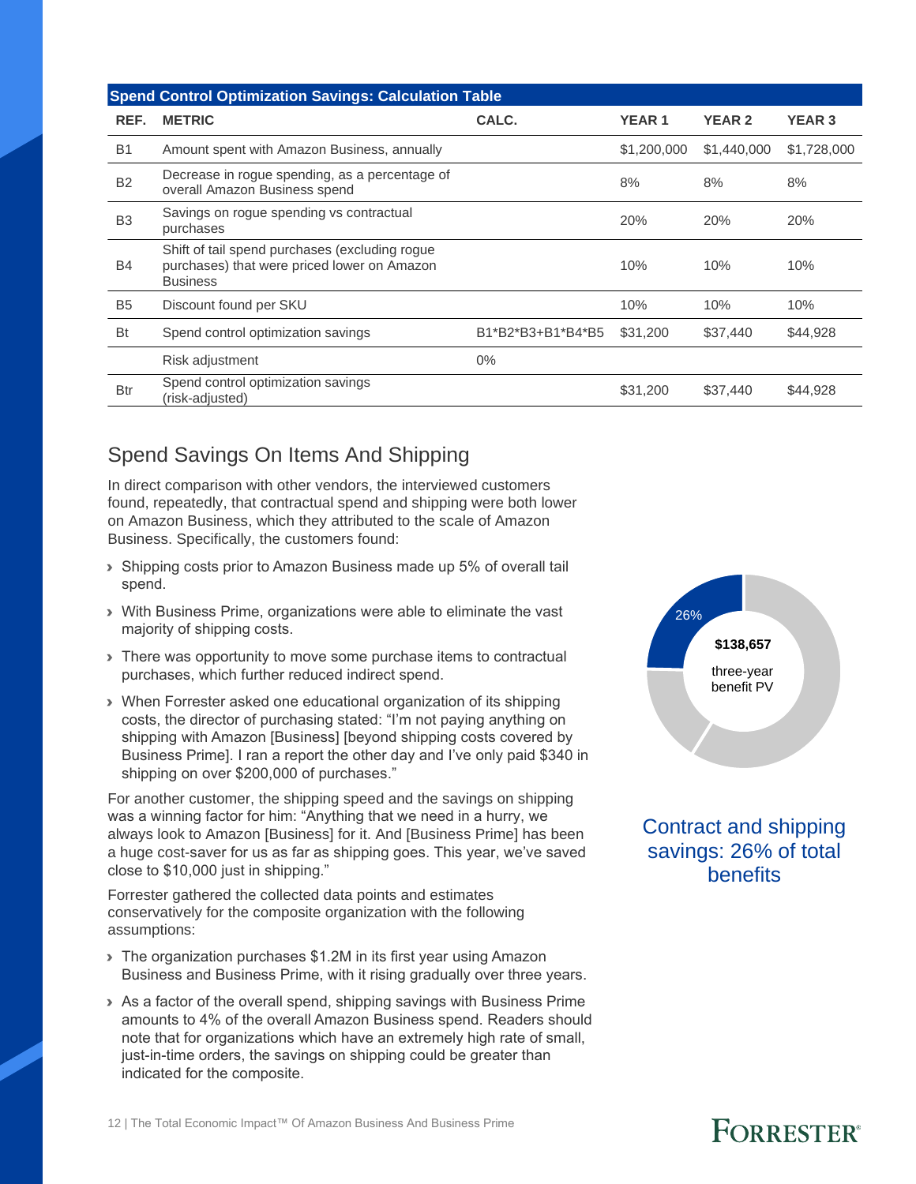| REF. | METRIC | CALC. | YEAR 1 | YEAR 2 | YEAR 3 |
|---|---|---|---|---|---|
| **Spend Control Optimization Savings: Calculation Table** | | | | | |
| B1 | Amount spent with Amazon Business, annually | | $1,200,000 | $1,440,000 | $1,728,000 |
| B2 | Decrease in rogue spending, as a percentage of overall Amazon Business spend | | 8% | 8% | 8% |
| B3 | Savings on rogue spending vs contractual purchases | | 20% | 20% | 20% |
| B4 | Shift of tail spend purchases (excluding rogue purchases) that were priced lower on Amazon Business | | 10% | 10% | 10% |
| B5 | Discount found per SKU | | 10% | 10% | 10% |
| Bt | Spend control optimization savings | B1*B2*B3+B1*B4*B5 | $31,200 | $37,440 | $44,928 |
| | Risk adjustment | 0% | | | |
| Btr | Spend control optimization savings (risk-adjusted) | | $31,200 | $37,440 | $44,928 |

## Spend Savings On Items And Shipping

In direct comparison with other vendors, the interviewed customers found, repeatedly, that contractual spend and shipping were both lower on Amazon Business, which they attributed to the scale of Amazon Business. Specifically, the customers found:

- Shipping costs prior to Amazon Business made up 5% of overall tail spend.
- With Business Prime, organizations were able to eliminate the vast majority of shipping costs.
- There was opportunity to move some purchase items to contractual purchases, which further reduced indirect spend.
- When Forrester asked one educational organization of its shipping costs, the director of purchasing stated: "I'm not paying anything on shipping with Amazon [Business] [beyond shipping costs covered by Business Prime]. I ran a report the other day and I've only paid $340 in shipping on over $200,000 of purchases."

For another customer, the shipping speed and the savings on shipping was a winning factor for him: "Anything that we need in a hurry, we always look to Amazon [Business] for it. And [Business Prime] has been a huge cost-saver for us as far as shipping goes. This year, we've saved close to $10,000 just in shipping."

Forrester gathered the collected data points and estimates conservatively for the composite organization with the following assumptions:

- The organization purchases $1.2M in its first year using Amazon Business and Business Prime, with it rising gradually over three years.
- As a factor of the overall spend, shipping savings with Business Prime amounts to 4% of the overall Amazon Business spend. Readers should note that for organizations which have an extremely high rate of small, just-in-time orders, the savings on shipping could be greater than indicated for the composite.

26%

**$138,657**

three-year benefit PV

Contract and shipping savings: 26% of total benefits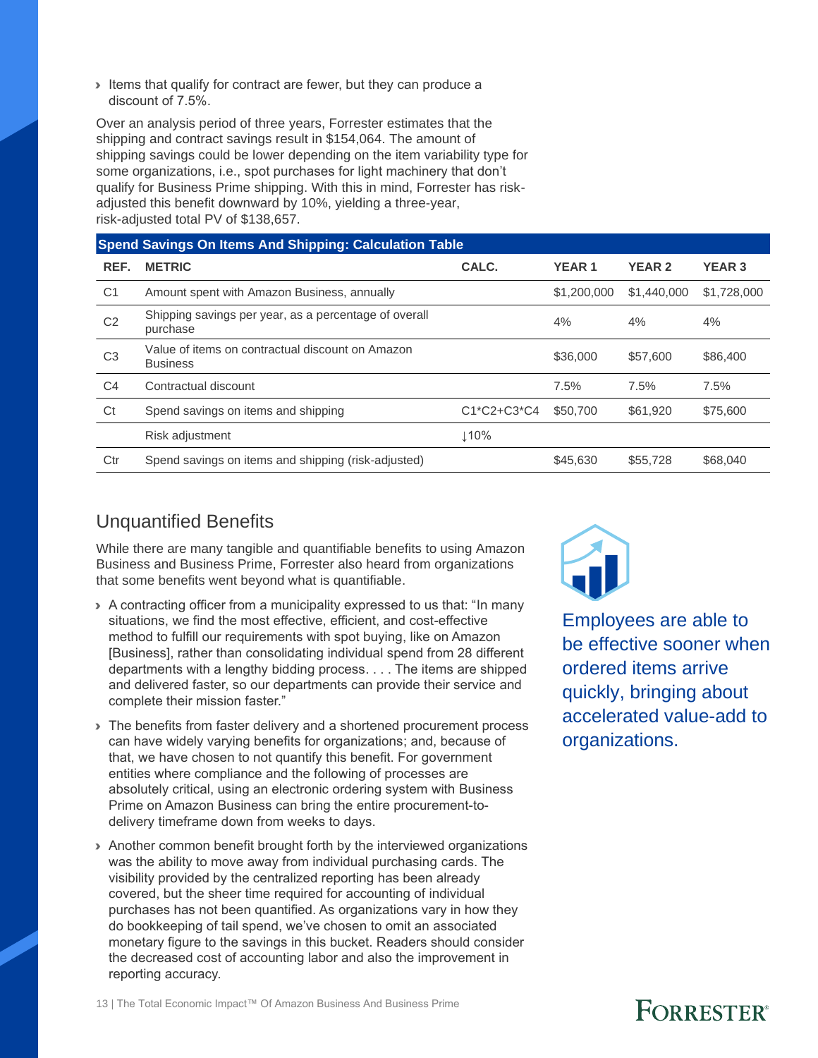- Items that qualify for contract are fewer, but they can produce a discount of 7.5%.

Over an analysis period of three years, Forrester estimates that the shipping and contract savings result in $154,064. The amount of shipping savings could be lower depending on the item variability type for some organizations, i.e., spot purchases for light machinery that don't qualify for Business Prime shipping. With this in mind, Forrester has risk-adjusted this benefit downward by 10%, yielding a three-year, risk-adjusted total PV of $138,657.

**Spend Savings On Items And Shipping: Calculation Table**

| REF. | METRIC | CALC. | YEAR 1 | YEAR 2 | YEAR 3 |
|---|---|---|---|---|---|
| C1 | Amount spent with Amazon Business, annually | | $1,200,000 | $1,440,000 | $1,728,000 |
| C2 | Shipping savings per year, as a percentage of overall purchase | | 4% | 4% | 4% |
| C3 | Value of items on contractual discount on Amazon Business | | $36,000 | $57,600 | $86,400 |
| C4 | Contractual discount | | 7.5% | 7.5% | 7.5% |
| Ct | Spend savings on items and shipping | C1*C2+C3*C4 | $50,700 | $61,920 | $75,600 |
| | Risk adjustment | ↓10% | | | |
| Ctr | Spend savings on items and shipping (risk-adjusted) | | $45,630 | $55,728 | $68,040 |

## Unquantified Benefits

While there are many tangible and quantifiable benefits to using Amazon Business and Business Prime, Forrester also heard from organizations that some benefits went beyond what is quantifiable.

- A contracting officer from a municipality expressed to us that: "In many situations, we find the most effective, efficient, and cost-effective method to fulfill our requirements with spot buying, like on Amazon [Business], rather than consolidating individual spend from 28 different departments with a lengthy bidding process. . . . The items are shipped and delivered faster, so our departments can provide their service and complete their mission faster."
- The benefits from faster delivery and a shortened procurement process can have widely varying benefits for organizations; and, because of that, we have chosen to not quantify this benefit. For government entities where compliance and the following of processes are absolutely critical, using an electronic ordering system with Business Prime on Amazon Business can bring the entire procurement-to-delivery timeframe down from weeks to days.
- Another common benefit brought forth by the interviewed organizations was the ability to move away from individual purchasing cards. The visibility provided by the centralized reporting has been already covered, but the sheer time required for accounting of individual purchases has not been quantified. As organizations vary in how they do bookkeeping of tail spend, we've chosen to omit an associated monetary figure to the savings in this bucket. Readers should consider the decreased cost of accounting labor and also the improvement in reporting accuracy.

Employees are able to be effective sooner when ordered items arrive quickly, bringing about accelerated value-add to organizations.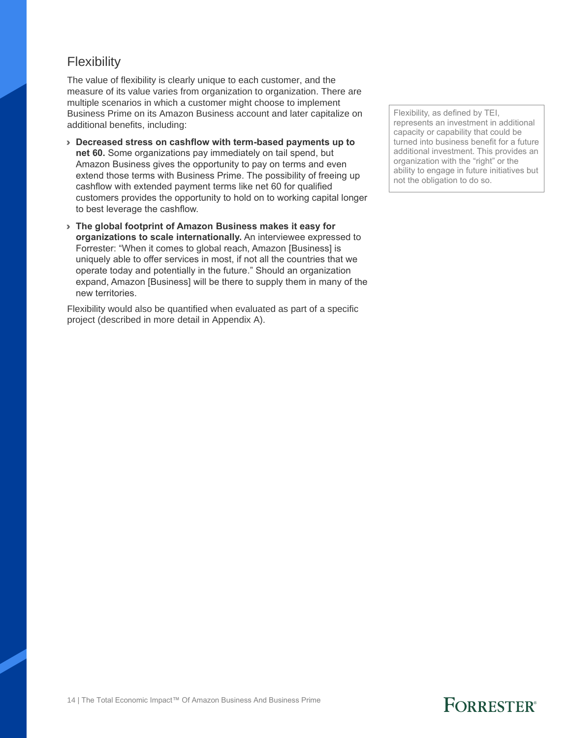## Flexibility

The value of flexibility is clearly unique to each customer, and the measure of its value varies from organization to organization. There are multiple scenarios in which a customer might choose to implement Business Prime on its Amazon Business account and later capitalize on additional benefits, including:

- **Decreased stress on cashflow with term-based payments up to net 60.** Some organizations pay immediately on tail spend, but Amazon Business gives the opportunity to pay on terms and even extend those terms with Business Prime. The possibility of freeing up cashflow with extended payment terms like net 60 for qualified customers provides the opportunity to hold on to working capital longer to best leverage the cashflow.
- **The global footprint of Amazon Business makes it easy for organizations to scale internationally.** An interviewee expressed to Forrester: "When it comes to global reach, Amazon [Business] is uniquely able to offer services in most, if not all the countries that we operate today and potentially in the future." Should an organization expand, Amazon [Business] will be there to supply them in many of the new territories.

Flexibility would also be quantified when evaluated as part of a specific project (described in more detail in Appendix A).

Flexibility, as defined by TEI, represents an investment in additional capacity or capability that could be turned into business benefit for a future additional investment. This provides an organization with the "right" or the ability to engage in future initiatives but not the obligation to do so.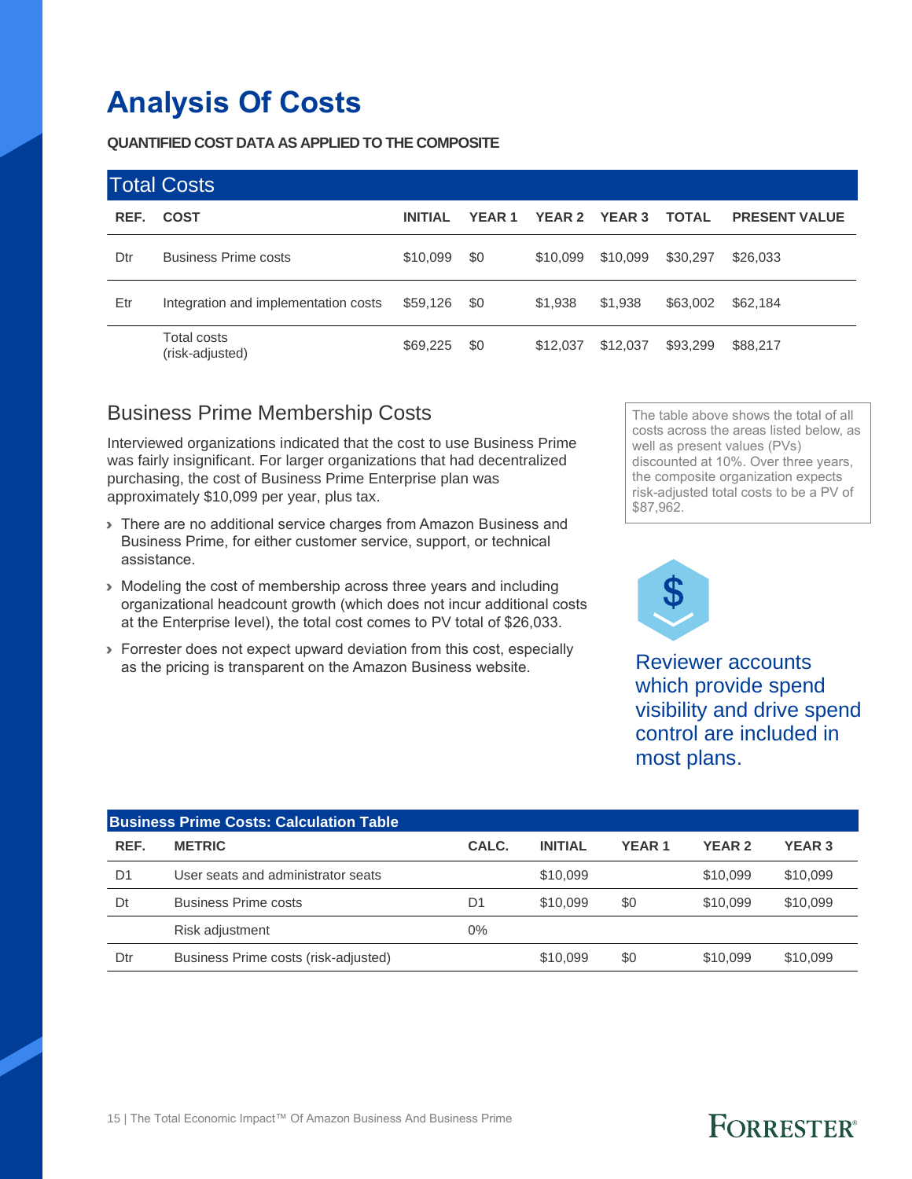# Analysis Of Costs

**QUANTIFIED COST DATA AS APPLIED TO THE COMPOSITE**

| Total Costs | | | | | | | |
|---|---|---|---|---|---|---|---|
| REF. | COST | INITIAL | YEAR 1 | YEAR 2 | YEAR 3 | TOTAL | PRESENT VALUE |
| Dtr | Business Prime costs | $10,099 | $0 | $10,099 | $10,099 | $30,297 | $26,033 |
| Etr | Integration and implementation costs | $59,126 | $0 | $1,938 | $1,938 | $63,002 | $62,184 |
| | Total costs (risk-adjusted) | $69,225 | $0 | $12,037 | $12,037 | $93,299 | $88,217 |

## Business Prime Membership Costs

Interviewed organizations indicated that the cost to use Business Prime was fairly insignificant. For larger organizations that had decentralized purchasing, the cost of Business Prime Enterprise plan was approximately $10,099 per year, plus tax.

- There are no additional service charges from Amazon Business and Business Prime, for either customer service, support, or technical assistance.
- Modeling the cost of membership across three years and including organizational headcount growth (which does not incur additional costs at the Enterprise level), the total cost comes to PV total of $26,033.
- Forrester does not expect upward deviation from this cost, especially as the pricing is transparent on the Amazon Business website.

The table above shows the total of all costs across the areas listed below, as well as present values (PVs) discounted at 10%. Over three years, the composite organization expects risk-adjusted total costs to be a PV of $87,962.

Reviewer accounts which provide spend visibility and drive spend control are included in most plans.

| Business Prime Costs: Calculation Table | | | | | | |
|---|---|---|---|---|---|---|
| REF. | METRIC | CALC. | INITIAL | YEAR 1 | YEAR 2 | YEAR 3 |
| D1 | User seats and administrator seats | | $10,099 | | $10,099 | $10,099 |
| Dt | Business Prime costs | D1 | $10,099 | $0 | $10,099 | $10,099 |
| | Risk adjustment | 0% | | | | |
| Dtr | Business Prime costs (risk-adjusted) | | $10,099 | $0 | $10,099 | $10,099 |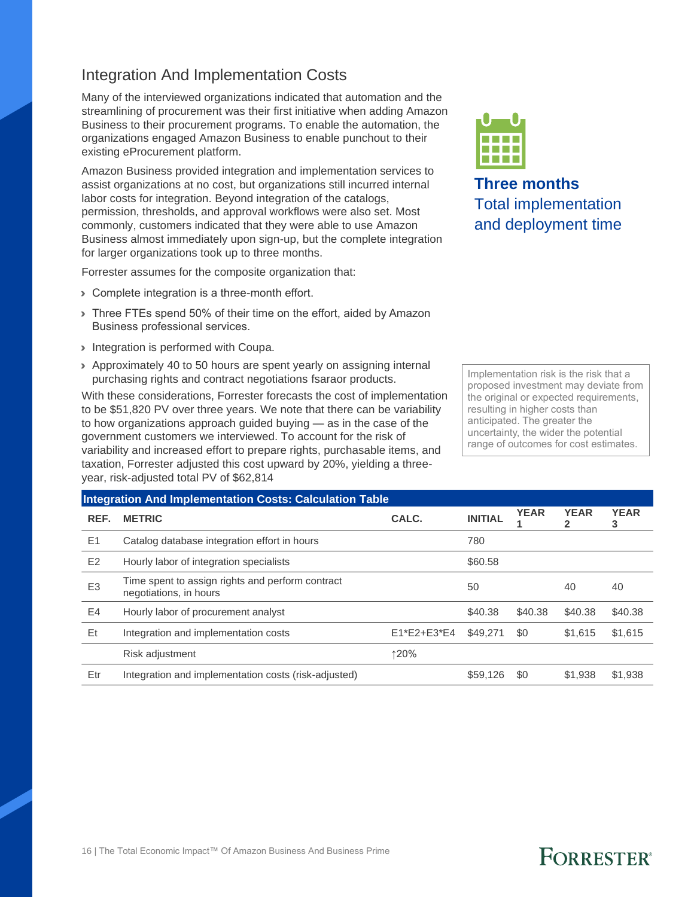## Integration And Implementation Costs

Many of the interviewed organizations indicated that automation and the streamlining of procurement was their first initiative when adding Amazon Business to their procurement programs. To enable the automation, the organizations engaged Amazon Business to enable punchout to their existing eProcurement platform.

Amazon Business provided integration and implementation services to assist organizations at no cost, but organizations still incurred internal labor costs for integration. Beyond integration of the catalogs, permission, thresholds, and approval workflows were also set. Most commonly, customers indicated that they were able to use Amazon Business almost immediately upon sign-up, but the complete integration for larger organizations took up to three months.

**Three months**
Total implementation and deployment time

Forrester assumes for the composite organization that:

- Complete integration is a three-month effort.
- Three FTEs spend 50% of their time on the effort, aided by Amazon Business professional services.
- Integration is performed with Coupa.
- Approximately 40 to 50 hours are spent yearly on assigning internal purchasing rights and contract negotiations fsaraor products.

With these considerations, Forrester forecasts the cost of implementation to be $51,820 PV over three years. We note that there can be variability to how organizations approach guided buying — as in the case of the government customers we interviewed. To account for the risk of variability and increased effort to prepare rights, purchasable items, and taxation, Forrester adjusted this cost upward by 20%, yielding a three-year, risk-adjusted total PV of $62,814

Implementation risk is the risk that a proposed investment may deviate from the original or expected requirements, resulting in higher costs than anticipated. The greater the uncertainty, the wider the potential range of outcomes for cost estimates.

**Integration And Implementation Costs: Calculation Table**

| REF. | METRIC | CALC. | INITIAL | YEAR 1 | YEAR 2 | YEAR 3 |
|---|---|---|---|---|---|---|
| E1 | Catalog database integration effort in hours | | 780 | | | |
| E2 | Hourly labor of integration specialists | | $60.58 | | | |
| E3 | Time spent to assign rights and perform contract negotiations, in hours | | 50 | | 40 | 40 |
| E4 | Hourly labor of procurement analyst | | $40.38 | $40.38 | $40.38 | $40.38 |
| Et | Integration and implementation costs | E1*E2+E3*E4 | $49,271 | $0 | $1,615 | $1,615 |
| | Risk adjustment | ↑20% | | | | |
| Etr | Integration and implementation costs (risk-adjusted) | | $59,126 | $0 | $1,938 | $1,938 |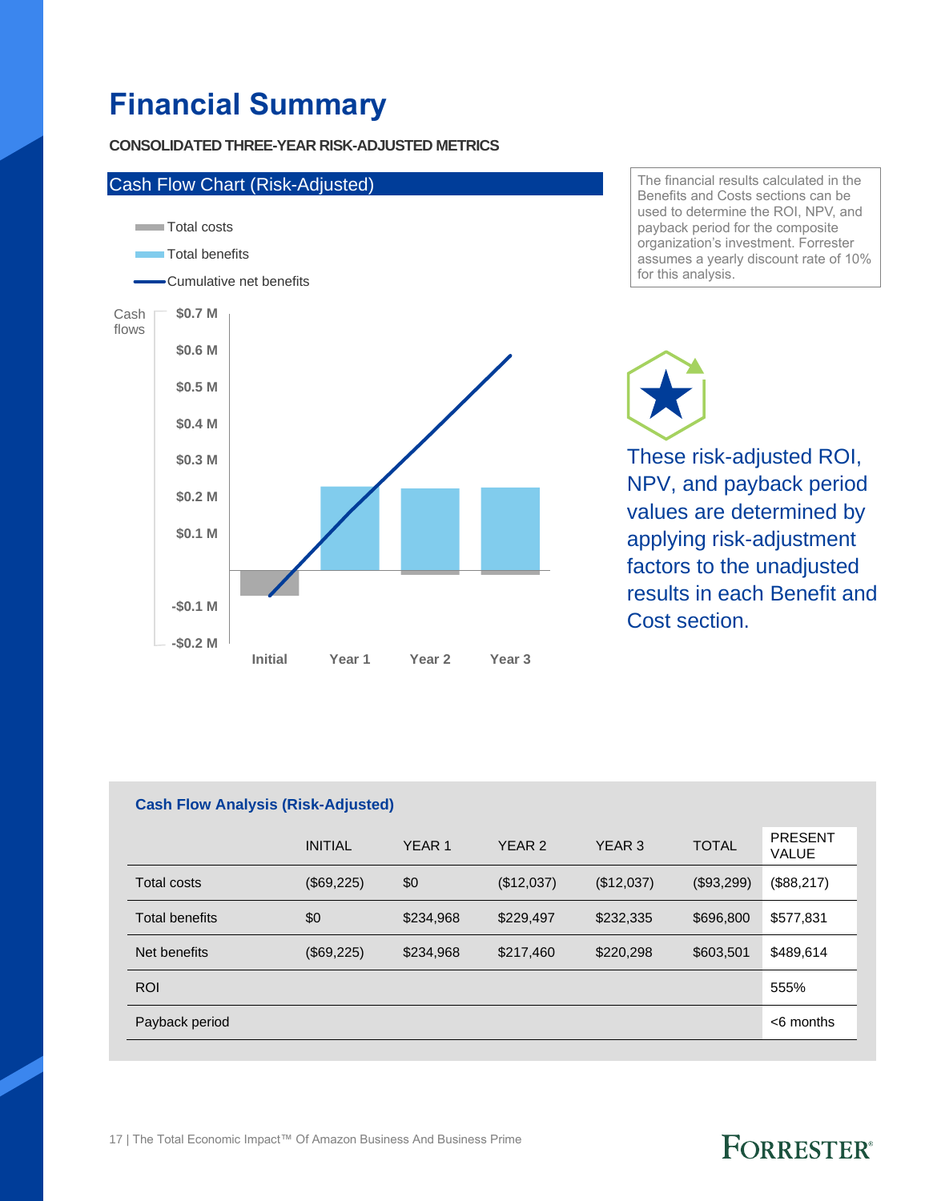# Financial Summary

**CONSOLIDATED THREE-YEAR RISK-ADJUSTED METRICS**

Cash Flow Chart (Risk-Adjusted)

- Total costs
- Total benefits
- Cumulative net benefits

Cash flows: $0.7 M, $0.6 M, $0.5 M, $0.4 M, $0.3 M, $0.2 M, $0.1 M, -$0.1 M, -$0.2 M

Initial, Year 1, Year 2, Year 3

The financial results calculated in the Benefits and Costs sections can be used to determine the ROI, NPV, and payback period for the composite organization's investment. Forrester assumes a yearly discount rate of 10% for this analysis.

These risk-adjusted ROI, NPV, and payback period values are determined by applying risk-adjustment factors to the unadjusted results in each Benefit and Cost section.

**Cash Flow Analysis (Risk-Adjusted)**

| | INITIAL | YEAR 1 | YEAR 2 | YEAR 3 | TOTAL | PRESENT VALUE |
|---|---|---|---|---|---|---|
| Total costs | ($69,225) | $0 | ($12,037) | ($12,037) | ($93,299) | ($88,217) |
| Total benefits | $0 | $234,968 | $229,497 | $232,335 | $696,800 | $577,831 |
| Net benefits | ($69,225) | $234,968 | $217,460 | $220,298 | $603,501 | $489,614 |
| ROI | | | | | | 555% |
| Payback period | | | | | | <6 months |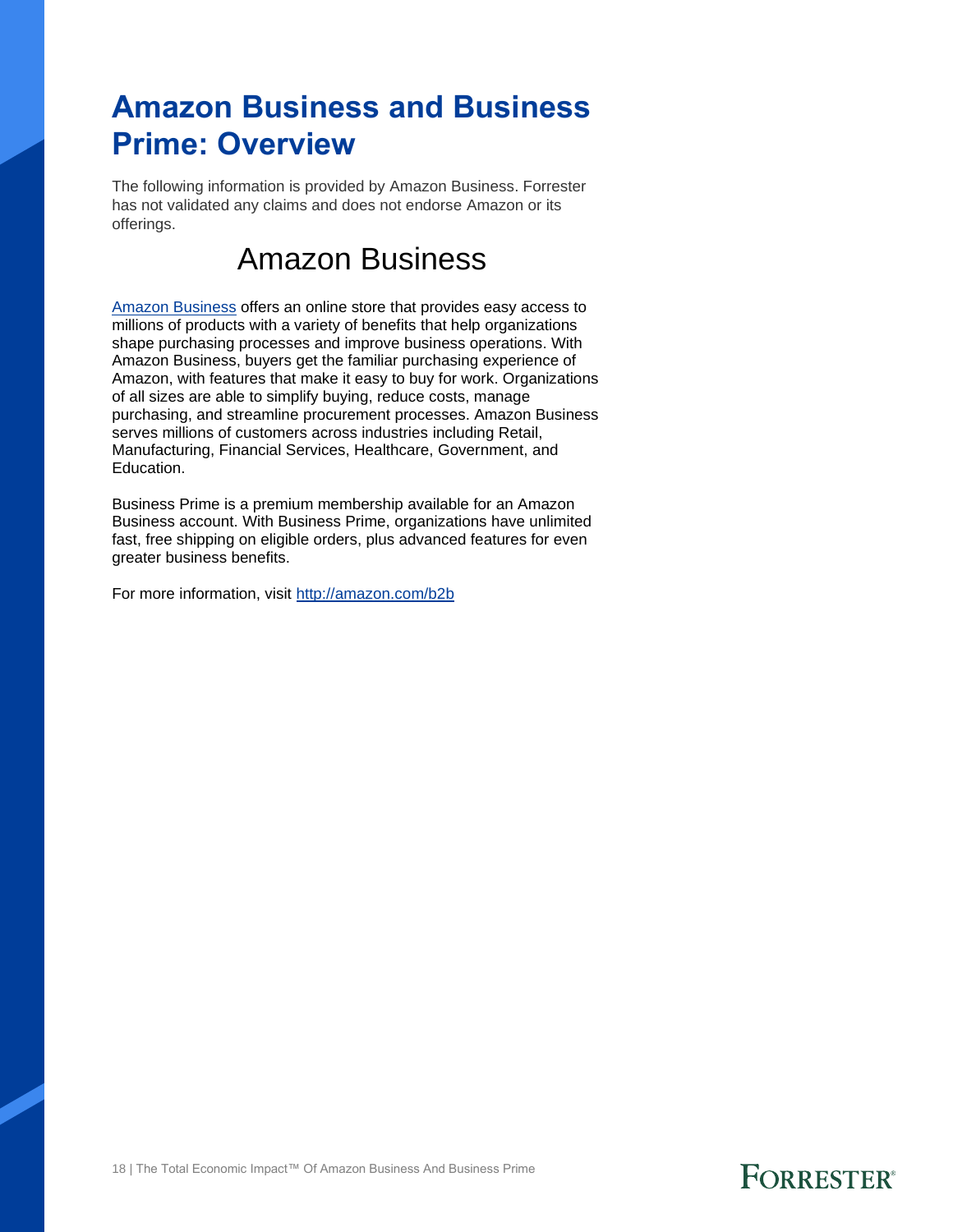# Amazon Business and Business Prime: Overview

The following information is provided by Amazon Business. Forrester has not validated any claims and does not endorse Amazon or its offerings.

## Amazon Business

[Amazon Business](http://amazon.com/b2b) offers an online store that provides easy access to millions of products with a variety of benefits that help organizations shape purchasing processes and improve business operations. With Amazon Business, buyers get the familiar purchasing experience of Amazon, with features that make it easy to buy for work. Organizations of all sizes are able to simplify buying, reduce costs, manage purchasing, and streamline procurement processes. Amazon Business serves millions of customers across industries including Retail, Manufacturing, Financial Services, Healthcare, Government, and Education.

Business Prime is a premium membership available for an Amazon Business account. With Business Prime, organizations have unlimited fast, free shipping on eligible orders, plus advanced features for even greater business benefits.

For more information, visit [http://amazon.com/b2b](http://amazon.com/b2b)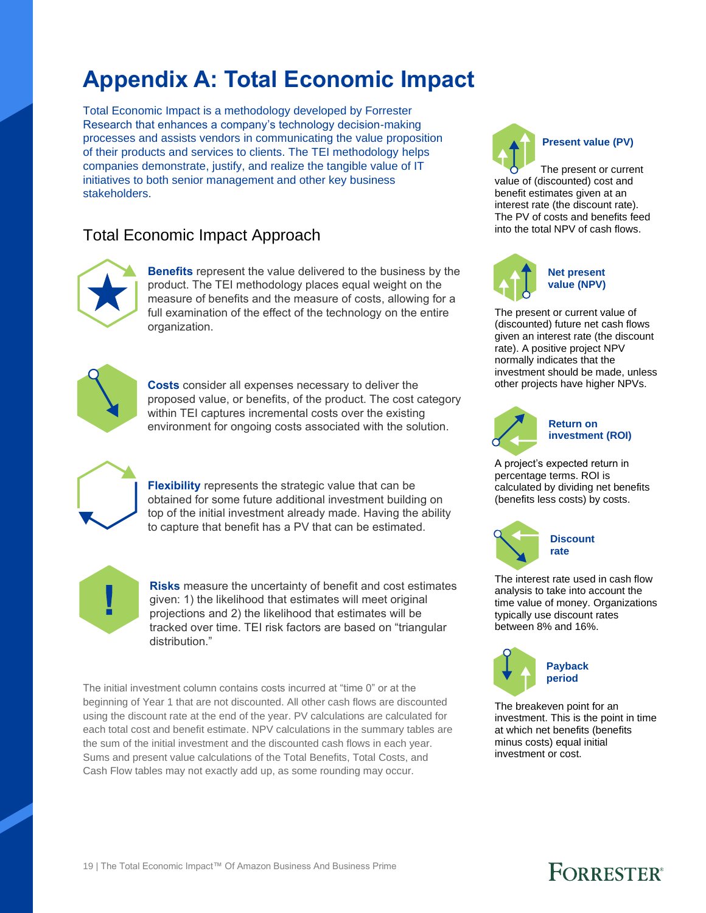# Appendix A: Total Economic Impact

Total Economic Impact is a methodology developed by Forrester Research that enhances a company's technology decision-making processes and assists vendors in communicating the value proposition of their products and services to clients. The TEI methodology helps companies demonstrate, justify, and realize the tangible value of IT initiatives to both senior management and other key business stakeholders.

## Total Economic Impact Approach

**Benefits** represent the value delivered to the business by the product. The TEI methodology places equal weight on the measure of benefits and the measure of costs, allowing for a full examination of the effect of the technology on the entire organization.

**Costs** consider all expenses necessary to deliver the proposed value, or benefits, of the product. The cost category within TEI captures incremental costs over the existing environment for ongoing costs associated with the solution.

**Flexibility** represents the strategic value that can be obtained for some future additional investment building on top of the initial investment already made. Having the ability to capture that benefit has a PV that can be estimated.

**Risks** measure the uncertainty of benefit and cost estimates given: 1) the likelihood that estimates will meet original projections and 2) the likelihood that estimates will be tracked over time. TEI risk factors are based on "triangular distribution."

The initial investment column contains costs incurred at "time 0" or at the beginning of Year 1 that are not discounted. All other cash flows are discounted using the discount rate at the end of the year. PV calculations are calculated for each total cost and benefit estimate. NPV calculations in the summary tables are the sum of the initial investment and the discounted cash flows in each year. Sums and present value calculations of the Total Benefits, Total Costs, and Cash Flow tables may not exactly add up, as some rounding may occur.

**Present value (PV)**

The present or current value of (discounted) cost and benefit estimates given at an interest rate (the discount rate). The PV of costs and benefits feed into the total NPV of cash flows.

**Net present value (NPV)**

The present or current value of (discounted) future net cash flows given an interest rate (the discount rate). A positive project NPV normally indicates that the investment should be made, unless other projects have higher NPVs.

**Return on investment (ROI)**

A project's expected return in percentage terms. ROI is calculated by dividing net benefits (benefits less costs) by costs.

**Discount rate**

The interest rate used in cash flow analysis to take into account the time value of money. Organizations typically use discount rates between 8% and 16%.

**Payback period**

The breakeven point for an investment. This is the point in time at which net benefits (benefits minus costs) equal initial investment or cost.